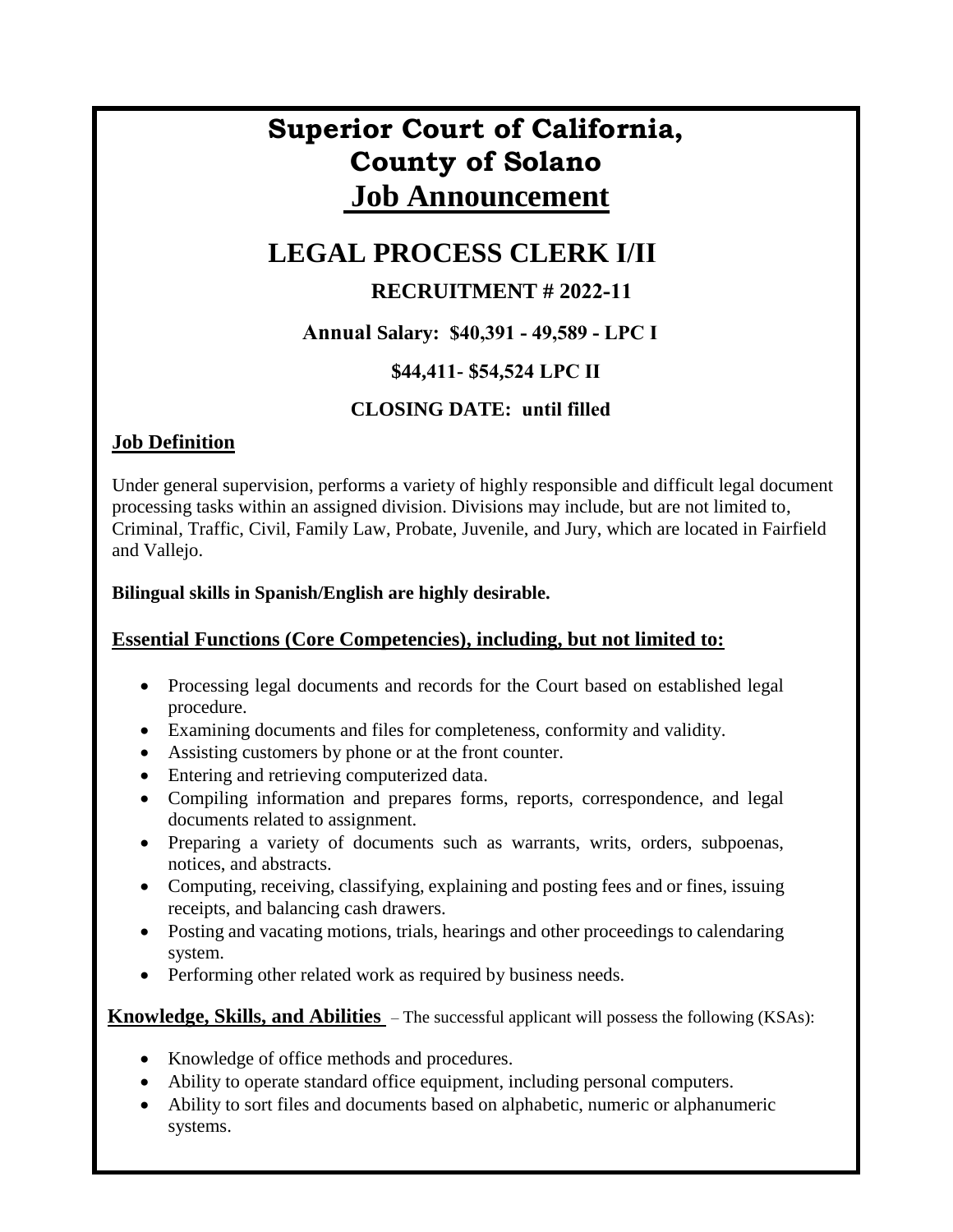# Superior Court of California, County of Solano

# Job Announcement

## LEGAL PROCESS CLERK I/II

**RECRUITMENT # 2022-11**

**Annual Salary: $40,391 - 49,589 - LPC I**

**$44,411- $54,524 LPC II**

**CLOSING DATE: until filled**

### Job Definition

Under general supervision, performs a variety of highly responsible and difficult legal document processing tasks within an assigned division. Divisions may include, but are not limited to, Criminal, Traffic, Civil, Family Law, Probate, Juvenile, and Jury, which are located in Fairfield and Vallejo.

**Bilingual skills in Spanish/English are highly desirable.**

### Essential Functions (Core Competencies), including, but not limited to:

- Processing legal documents and records for the Court based on established legal procedure.
- Examining documents and files for completeness, conformity and validity.
- Assisting customers by phone or at the front counter.
- Entering and retrieving computerized data.
- Compiling information and prepares forms, reports, correspondence, and legal documents related to assignment.
- Preparing a variety of documents such as warrants, writs, orders, subpoenas, notices, and abstracts.
- Computing, receiving, classifying, explaining and posting fees and or fines, issuing receipts, and balancing cash drawers.
- Posting and vacating motions, trials, hearings and other proceedings to calendaring system.
- Performing other related work as required by business needs.

**Knowledge, Skills, and Abilities** – The successful applicant will possess the following (KSAs):

- Knowledge of office methods and procedures.
- Ability to operate standard office equipment, including personal computers.
- Ability to sort files and documents based on alphabetic, numeric or alphanumeric systems.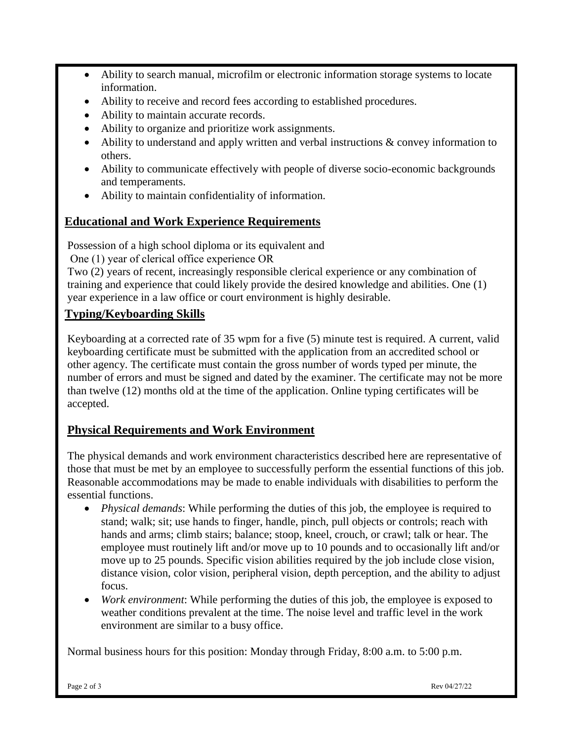- Ability to search manual, microfilm or electronic information storage systems to locate information.
- Ability to receive and record fees according to established procedures.
- Ability to maintain accurate records.
- Ability to organize and prioritize work assignments.
- Ability to understand and apply written and verbal instructions & convey information to others.
- Ability to communicate effectively with people of diverse socio-economic backgrounds and temperaments.
- Ability to maintain confidentiality of information.

## Educational and Work Experience Requirements

Possession of a high school diploma or its equivalent and
One (1) year of clerical office experience OR
Two (2) years of recent, increasingly responsible clerical experience or any combination of training and experience that could likely provide the desired knowledge and abilities. One (1) year experience in a law office or court environment is highly desirable.

## Typing/Keyboarding Skills

Keyboarding at a corrected rate of 35 wpm for a five (5) minute test is required. A current, valid keyboarding certificate must be submitted with the application from an accredited school or other agency. The certificate must contain the gross number of words typed per minute, the number of errors and must be signed and dated by the examiner. The certificate may not be more than twelve (12) months old at the time of the application. Online typing certificates will be accepted.

## Physical Requirements and Work Environment

The physical demands and work environment characteristics described here are representative of those that must be met by an employee to successfully perform the essential functions of this job. Reasonable accommodations may be made to enable individuals with disabilities to perform the essential functions.

- *Physical demands*: While performing the duties of this job, the employee is required to stand; walk; sit; use hands to finger, handle, pinch, pull objects or controls; reach with hands and arms; climb stairs; balance; stoop, kneel, crouch, or crawl; talk or hear. The employee must routinely lift and/or move up to 10 pounds and to occasionally lift and/or move up to 25 pounds. Specific vision abilities required by the job include close vision, distance vision, color vision, peripheral vision, depth perception, and the ability to adjust focus.
- *Work environment*: While performing the duties of this job, the employee is exposed to weather conditions prevalent at the time. The noise level and traffic level in the work environment are similar to a busy office.

Normal business hours for this position: Monday through Friday, 8:00 a.m. to 5:00 p.m.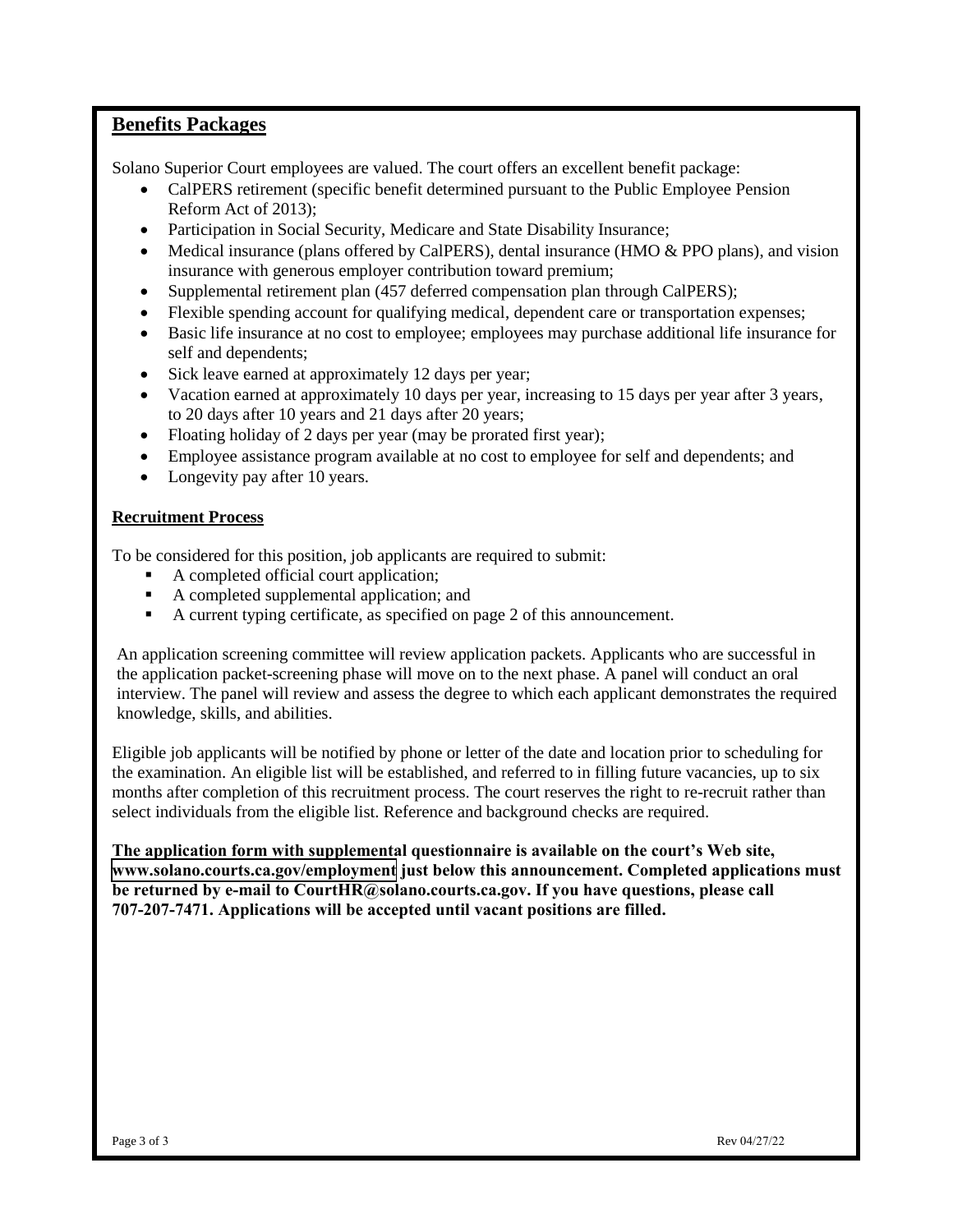## Benefits Packages

Solano Superior Court employees are valued. The court offers an excellent benefit package:

- CalPERS retirement (specific benefit determined pursuant to the Public Employee Pension Reform Act of 2013);
- Participation in Social Security, Medicare and State Disability Insurance;
- Medical insurance (plans offered by CalPERS), dental insurance (HMO & PPO plans), and vision insurance with generous employer contribution toward premium;
- Supplemental retirement plan (457 deferred compensation plan through CalPERS);
- Flexible spending account for qualifying medical, dependent care or transportation expenses;
- Basic life insurance at no cost to employee; employees may purchase additional life insurance for self and dependents;
- Sick leave earned at approximately 12 days per year;
- Vacation earned at approximately 10 days per year, increasing to 15 days per year after 3 years, to 20 days after 10 years and 21 days after 20 years;
- Floating holiday of 2 days per year (may be prorated first year);
- Employee assistance program available at no cost to employee for self and dependents; and
- Longevity pay after 10 years.

### Recruitment Process

To be considered for this position, job applicants are required to submit:

- A completed official court application;
- A completed supplemental application; and
- A current typing certificate, as specified on page 2 of this announcement.

An application screening committee will review application packets. Applicants who are successful in the application packet-screening phase will move on to the next phase. A panel will conduct an oral interview. The panel will review and assess the degree to which each applicant demonstrates the required knowledge, skills, and abilities.

Eligible job applicants will be notified by phone or letter of the date and location prior to scheduling for the examination. An eligible list will be established, and referred to in filling future vacancies, up to six months after completion of this recruitment process. The court reserves the right to re-recruit rather than select individuals from the eligible list. Reference and background checks are required.

**The application form with supplemental questionnaire is available on the court's Web site, www.solano.courts.ca.gov/employment just below this announcement. Completed applications must be returned by e-mail to CourtHR@solano.courts.ca.gov. If you have questions, please call 707-207-7471. Applications will be accepted until vacant positions are filled.**

Rev 04/27/22